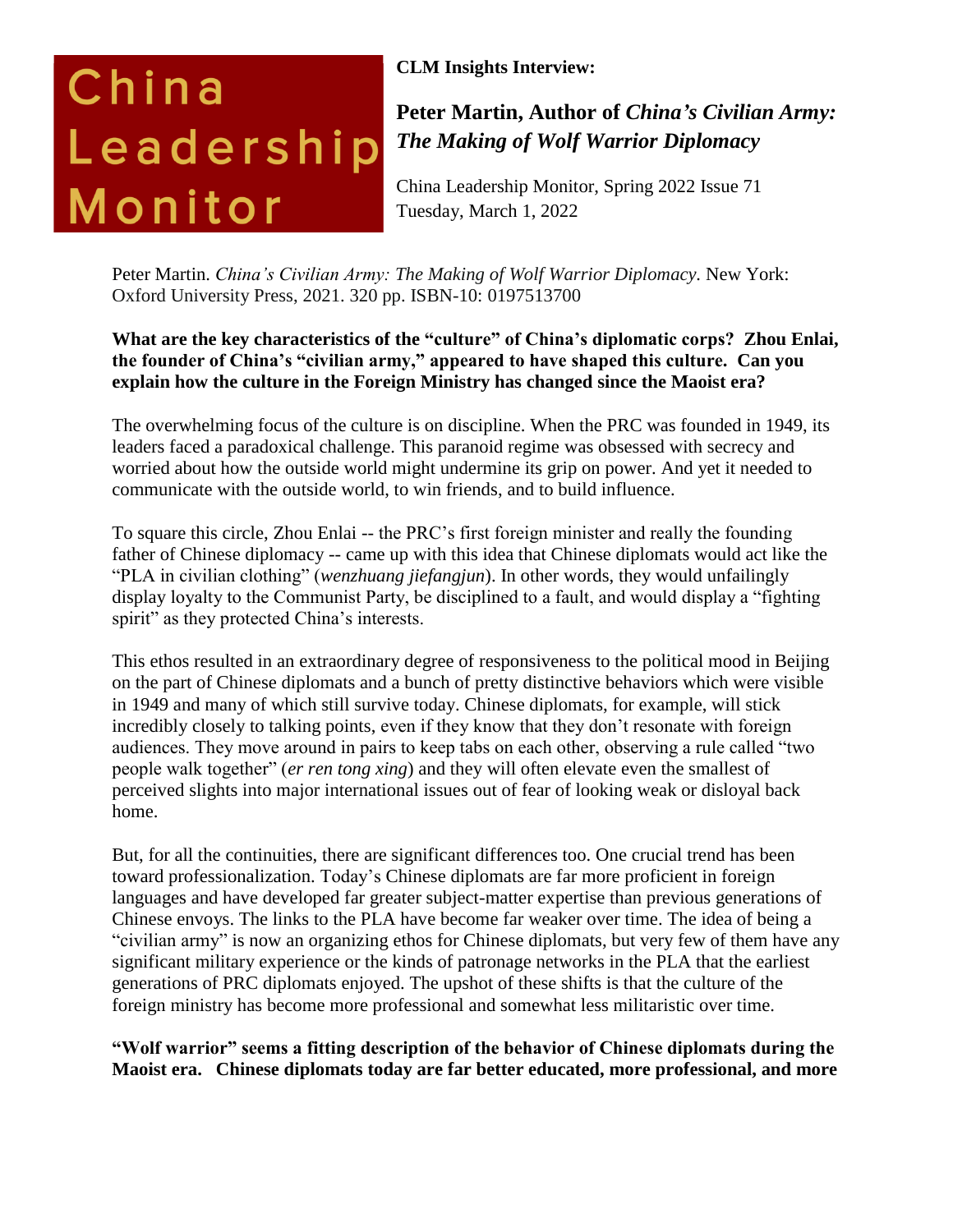China Leadership Monitor

**CLM Insights Interview:**

## Peter Martin, Author of *China's Civilian Army: The Making of Wolf Warrior Diplomacy*

China Leadership Monitor, Spring 2022 Issue 71
Tuesday, March 1, 2022

Peter Martin. *China's Civilian Army: The Making of Wolf Warrior Diplomacy.* New York: Oxford University Press, 2021. 320 pp. ISBN-10: 0197513700

**What are the key characteristics of the "culture" of China's diplomatic corps? Zhou Enlai, the founder of China's "civilian army," appeared to have shaped this culture. Can you explain how the culture in the Foreign Ministry has changed since the Maoist era?**

The overwhelming focus of the culture is on discipline. When the PRC was founded in 1949, its leaders faced a paradoxical challenge. This paranoid regime was obsessed with secrecy and worried about how the outside world might undermine its grip on power. And yet it needed to communicate with the outside world, to win friends, and to build influence.

To square this circle, Zhou Enlai -- the PRC's first foreign minister and really the founding father of Chinese diplomacy -- came up with this idea that Chinese diplomats would act like the "PLA in civilian clothing" (*wenzhuang jiefangjun*). In other words, they would unfailingly display loyalty to the Communist Party, be disciplined to a fault, and would display a "fighting spirit" as they protected China's interests.

This ethos resulted in an extraordinary degree of responsiveness to the political mood in Beijing on the part of Chinese diplomats and a bunch of pretty distinctive behaviors which were visible in 1949 and many of which still survive today. Chinese diplomats, for example, will stick incredibly closely to talking points, even if they know that they don't resonate with foreign audiences. They move around in pairs to keep tabs on each other, observing a rule called "two people walk together" (*er ren tong xing*) and they will often elevate even the smallest of perceived slights into major international issues out of fear of looking weak or disloyal back home.

But, for all the continuities, there are significant differences too. One crucial trend has been toward professionalization. Today's Chinese diplomats are far more proficient in foreign languages and have developed far greater subject-matter expertise than previous generations of Chinese envoys. The links to the PLA have become far weaker over time. The idea of being a "civilian army" is now an organizing ethos for Chinese diplomats, but very few of them have any significant military experience or the kinds of patronage networks in the PLA that the earliest generations of PRC diplomats enjoyed. The upshot of these shifts is that the culture of the foreign ministry has become more professional and somewhat less militaristic over time.

**"Wolf warrior" seems a fitting description of the behavior of Chinese diplomats during the Maoist era. Chinese diplomats today are far better educated, more professional, and more**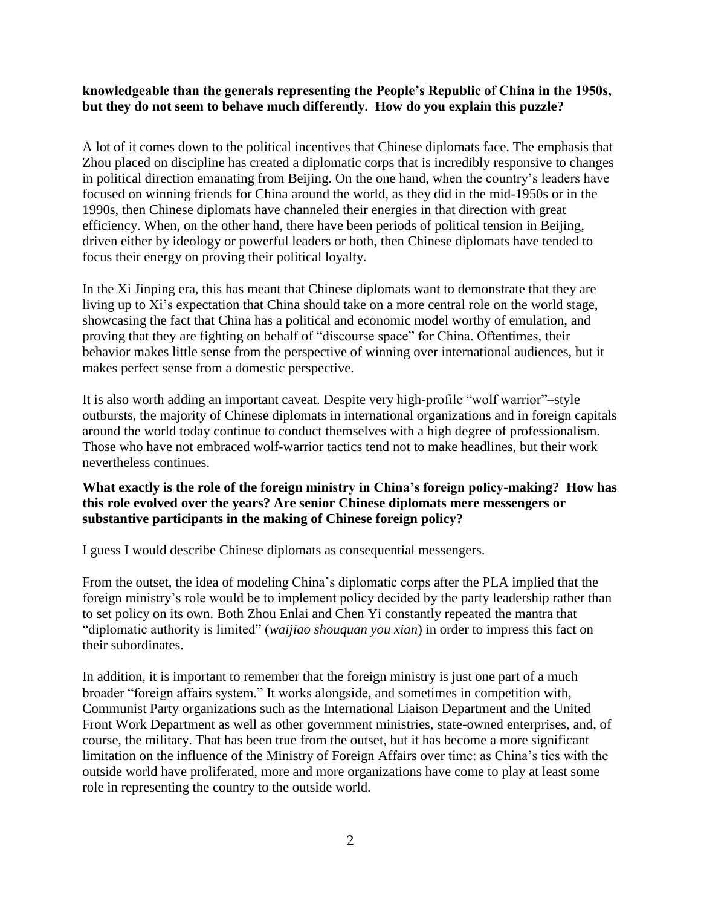**knowledgeable than the generals representing the People's Republic of China in the 1950s, but they do not seem to behave much differently. How do you explain this puzzle?**

A lot of it comes down to the political incentives that Chinese diplomats face. The emphasis that Zhou placed on discipline has created a diplomatic corps that is incredibly responsive to changes in political direction emanating from Beijing. On the one hand, when the country's leaders have focused on winning friends for China around the world, as they did in the mid-1950s or in the 1990s, then Chinese diplomats have channeled their energies in that direction with great efficiency. When, on the other hand, there have been periods of political tension in Beijing, driven either by ideology or powerful leaders or both, then Chinese diplomats have tended to focus their energy on proving their political loyalty.

In the Xi Jinping era, this has meant that Chinese diplomats want to demonstrate that they are living up to Xi's expectation that China should take on a more central role on the world stage, showcasing the fact that China has a political and economic model worthy of emulation, and proving that they are fighting on behalf of "discourse space" for China. Oftentimes, their behavior makes little sense from the perspective of winning over international audiences, but it makes perfect sense from a domestic perspective.

It is also worth adding an important caveat. Despite very high-profile "wolf warrior"–style outbursts, the majority of Chinese diplomats in international organizations and in foreign capitals around the world today continue to conduct themselves with a high degree of professionalism. Those who have not embraced wolf-warrior tactics tend not to make headlines, but their work nevertheless continues.

**What exactly is the role of the foreign ministry in China's foreign policy-making? How has this role evolved over the years? Are senior Chinese diplomats mere messengers or substantive participants in the making of Chinese foreign policy?**

I guess I would describe Chinese diplomats as consequential messengers.

From the outset, the idea of modeling China's diplomatic corps after the PLA implied that the foreign ministry's role would be to implement policy decided by the party leadership rather than to set policy on its own. Both Zhou Enlai and Chen Yi constantly repeated the mantra that "diplomatic authority is limited" (*waijiao shouquan you xian*) in order to impress this fact on their subordinates.

In addition, it is important to remember that the foreign ministry is just one part of a much broader "foreign affairs system." It works alongside, and sometimes in competition with, Communist Party organizations such as the International Liaison Department and the United Front Work Department as well as other government ministries, state-owned enterprises, and, of course, the military. That has been true from the outset, but it has become a more significant limitation on the influence of the Ministry of Foreign Affairs over time: as China's ties with the outside world have proliferated, more and more organizations have come to play at least some role in representing the country to the outside world.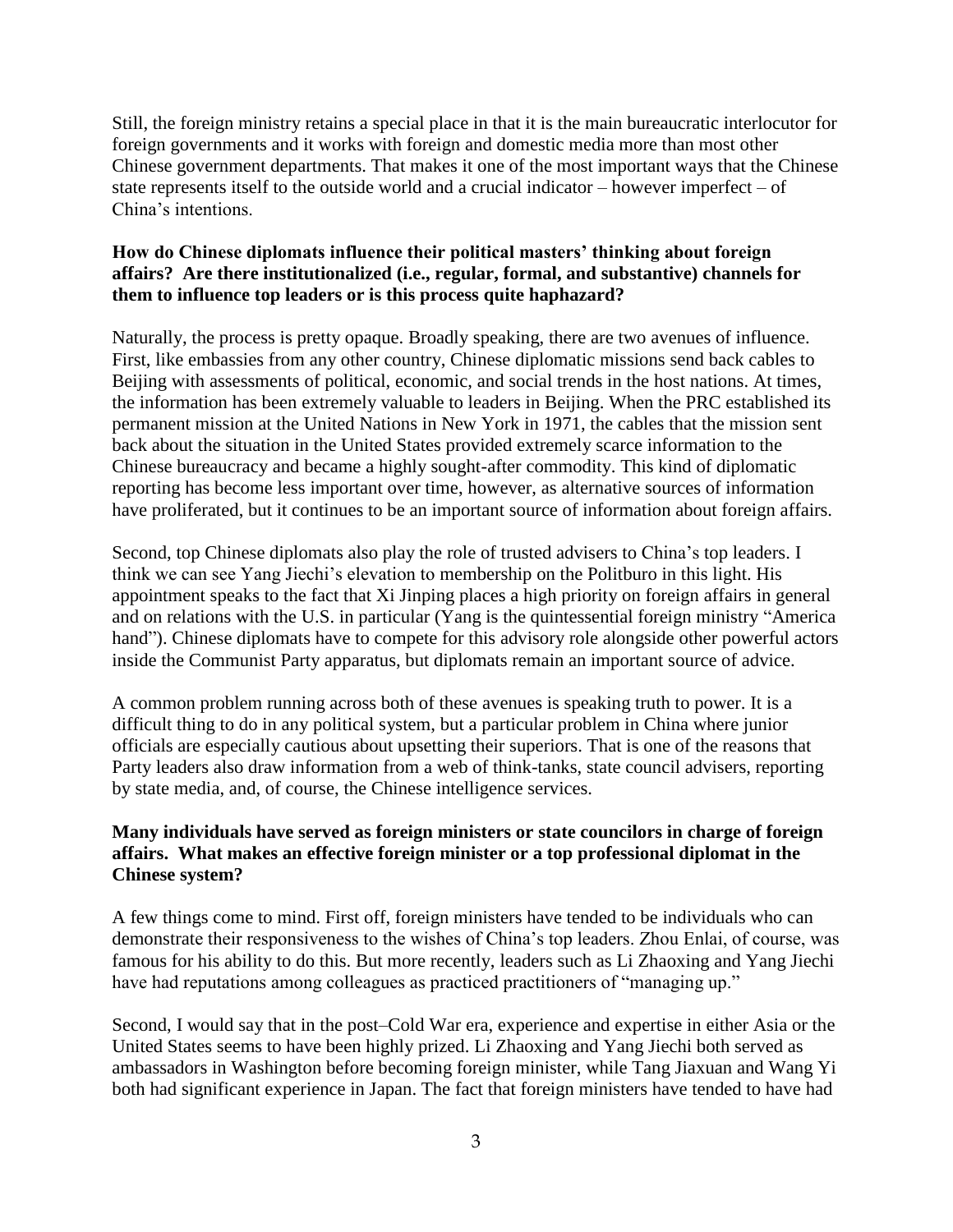Still, the foreign ministry retains a special place in that it is the main bureaucratic interlocutor for foreign governments and it works with foreign and domestic media more than most other Chinese government departments. That makes it one of the most important ways that the Chinese state represents itself to the outside world and a crucial indicator – however imperfect – of China's intentions.

**How do Chinese diplomats influence their political masters' thinking about foreign affairs? Are there institutionalized (i.e., regular, formal, and substantive) channels for them to influence top leaders or is this process quite haphazard?**

Naturally, the process is pretty opaque. Broadly speaking, there are two avenues of influence. First, like embassies from any other country, Chinese diplomatic missions send back cables to Beijing with assessments of political, economic, and social trends in the host nations. At times, the information has been extremely valuable to leaders in Beijing. When the PRC established its permanent mission at the United Nations in New York in 1971, the cables that the mission sent back about the situation in the United States provided extremely scarce information to the Chinese bureaucracy and became a highly sought-after commodity. This kind of diplomatic reporting has become less important over time, however, as alternative sources of information have proliferated, but it continues to be an important source of information about foreign affairs.

Second, top Chinese diplomats also play the role of trusted advisers to China's top leaders. I think we can see Yang Jiechi's elevation to membership on the Politburo in this light. His appointment speaks to the fact that Xi Jinping places a high priority on foreign affairs in general and on relations with the U.S. in particular (Yang is the quintessential foreign ministry "America hand"). Chinese diplomats have to compete for this advisory role alongside other powerful actors inside the Communist Party apparatus, but diplomats remain an important source of advice.

A common problem running across both of these avenues is speaking truth to power. It is a difficult thing to do in any political system, but a particular problem in China where junior officials are especially cautious about upsetting their superiors. That is one of the reasons that Party leaders also draw information from a web of think-tanks, state council advisers, reporting by state media, and, of course, the Chinese intelligence services.

**Many individuals have served as foreign ministers or state councilors in charge of foreign affairs. What makes an effective foreign minister or a top professional diplomat in the Chinese system?**

A few things come to mind. First off, foreign ministers have tended to be individuals who can demonstrate their responsiveness to the wishes of China's top leaders. Zhou Enlai, of course, was famous for his ability to do this. But more recently, leaders such as Li Zhaoxing and Yang Jiechi have had reputations among colleagues as practiced practitioners of "managing up."

Second, I would say that in the post–Cold War era, experience and expertise in either Asia or the United States seems to have been highly prized. Li Zhaoxing and Yang Jiechi both served as ambassadors in Washington before becoming foreign minister, while Tang Jiaxuan and Wang Yi both had significant experience in Japan. The fact that foreign ministers have tended to have had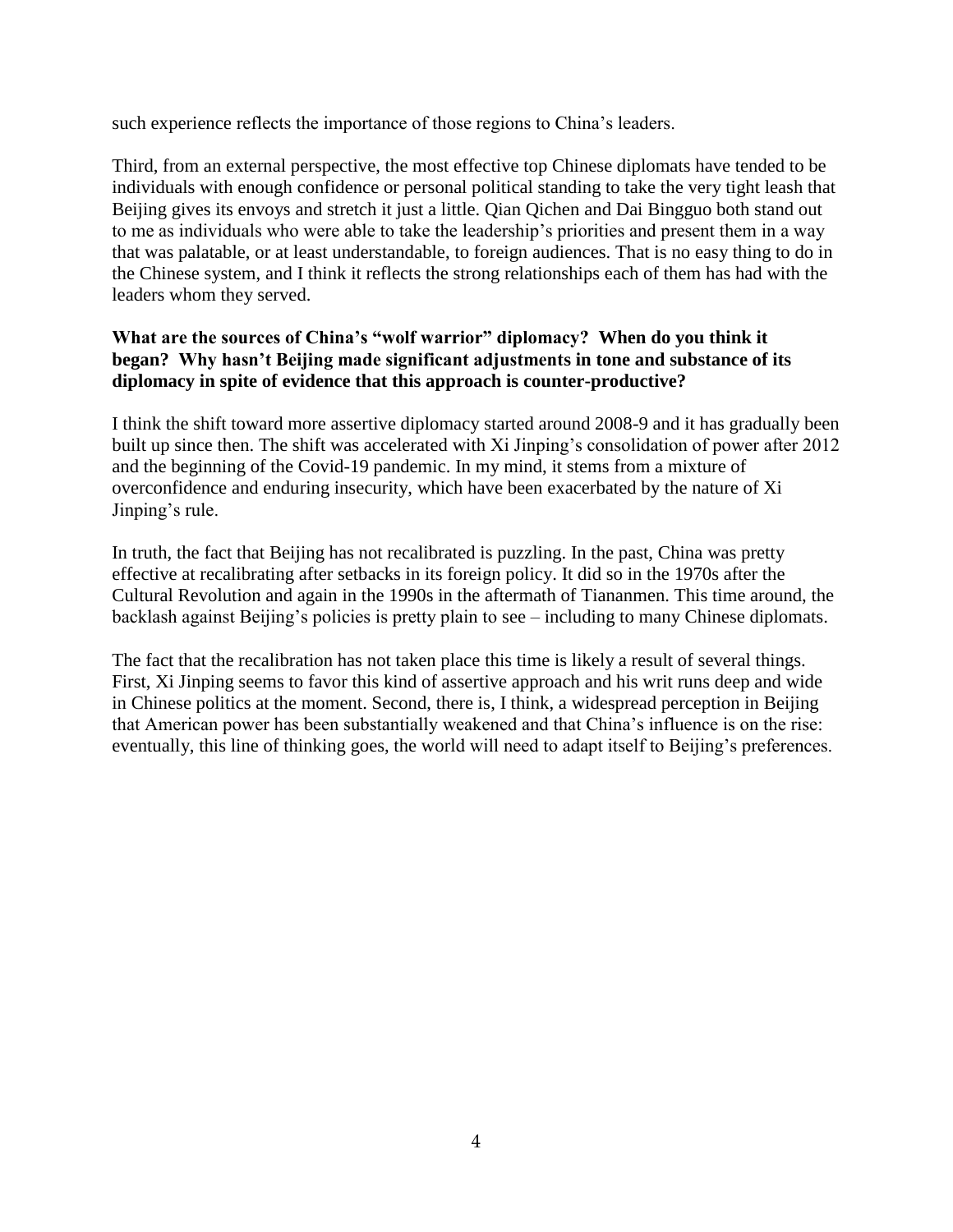such experience reflects the importance of those regions to China's leaders.

Third, from an external perspective, the most effective top Chinese diplomats have tended to be individuals with enough confidence or personal political standing to take the very tight leash that Beijing gives its envoys and stretch it just a little. Qian Qichen and Dai Bingguo both stand out to me as individuals who were able to take the leadership's priorities and present them in a way that was palatable, or at least understandable, to foreign audiences. That is no easy thing to do in the Chinese system, and I think it reflects the strong relationships each of them has had with the leaders whom they served.

**What are the sources of China's "wolf warrior" diplomacy? When do you think it began? Why hasn't Beijing made significant adjustments in tone and substance of its diplomacy in spite of evidence that this approach is counter-productive?**

I think the shift toward more assertive diplomacy started around 2008-9 and it has gradually been built up since then. The shift was accelerated with Xi Jinping's consolidation of power after 2012 and the beginning of the Covid-19 pandemic. In my mind, it stems from a mixture of overconfidence and enduring insecurity, which have been exacerbated by the nature of Xi Jinping's rule.

In truth, the fact that Beijing has not recalibrated is puzzling. In the past, China was pretty effective at recalibrating after setbacks in its foreign policy. It did so in the 1970s after the Cultural Revolution and again in the 1990s in the aftermath of Tiananmen. This time around, the backlash against Beijing's policies is pretty plain to see – including to many Chinese diplomats.

The fact that the recalibration has not taken place this time is likely a result of several things. First, Xi Jinping seems to favor this kind of assertive approach and his writ runs deep and wide in Chinese politics at the moment. Second, there is, I think, a widespread perception in Beijing that American power has been substantially weakened and that China's influence is on the rise: eventually, this line of thinking goes, the world will need to adapt itself to Beijing's preferences.